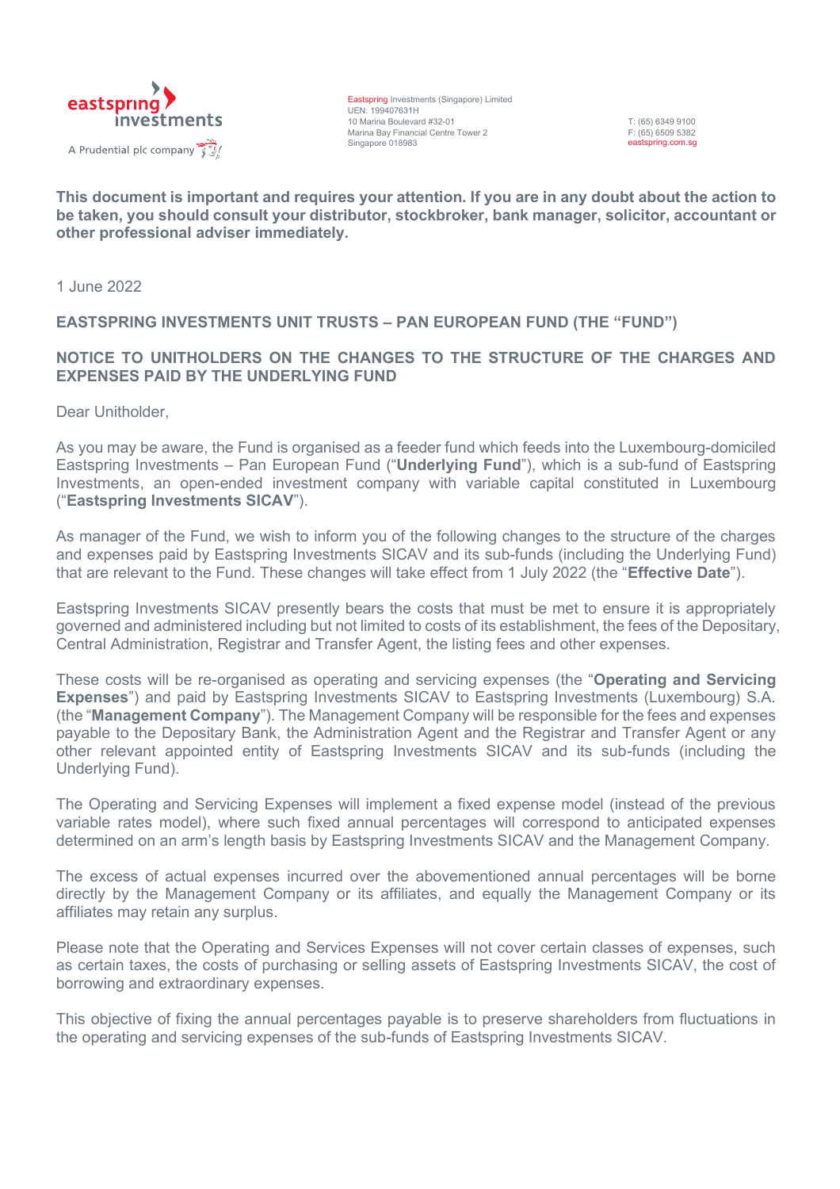eastspring investments
A Prudential plc company

Eastspring Investments (Singapore) Limited
UEN: 199407631H
10 Marina Boulevard #32-01
Marina Bay Financial Centre Tower 2
Singapore 018983

T: (65) 6349 9100
F: (65) 6509 5382
eastspring.com.sg

**This document is important and requires your attention. If you are in any doubt about the action to be taken, you should consult your distributor, stockbroker, bank manager, solicitor, accountant or other professional adviser immediately.**

1 June 2022

**EASTSPRING INVESTMENTS UNIT TRUSTS – PAN EUROPEAN FUND (THE "FUND")**

**NOTICE TO UNITHOLDERS ON THE CHANGES TO THE STRUCTURE OF THE CHARGES AND EXPENSES PAID BY THE UNDERLYING FUND**

Dear Unitholder,

As you may be aware, the Fund is organised as a feeder fund which feeds into the Luxembourg-domiciled Eastspring Investments – Pan European Fund ("**Underlying Fund**"), which is a sub-fund of Eastspring Investments, an open-ended investment company with variable capital constituted in Luxembourg ("**Eastspring Investments SICAV**").

As manager of the Fund, we wish to inform you of the following changes to the structure of the charges and expenses paid by Eastspring Investments SICAV and its sub-funds (including the Underlying Fund) that are relevant to the Fund. These changes will take effect from 1 July 2022 (the "**Effective Date**").

Eastspring Investments SICAV presently bears the costs that must be met to ensure it is appropriately governed and administered including but not limited to costs of its establishment, the fees of the Depositary, Central Administration, Registrar and Transfer Agent, the listing fees and other expenses.

These costs will be re-organised as operating and servicing expenses (the "**Operating and Servicing Expenses**") and paid by Eastspring Investments SICAV to Eastspring Investments (Luxembourg) S.A. (the "**Management Company**"). The Management Company will be responsible for the fees and expenses payable to the Depositary Bank, the Administration Agent and the Registrar and Transfer Agent or any other relevant appointed entity of Eastspring Investments SICAV and its sub-funds (including the Underlying Fund).

The Operating and Servicing Expenses will implement a fixed expense model (instead of the previous variable rates model), where such fixed annual percentages will correspond to anticipated expenses determined on an arm's length basis by Eastspring Investments SICAV and the Management Company.

The excess of actual expenses incurred over the abovementioned annual percentages will be borne directly by the Management Company or its affiliates, and equally the Management Company or its affiliates may retain any surplus.

Please note that the Operating and Services Expenses will not cover certain classes of expenses, such as certain taxes, the costs of purchasing or selling assets of Eastspring Investments SICAV, the cost of borrowing and extraordinary expenses.

This objective of fixing the annual percentages payable is to preserve shareholders from fluctuations in the operating and servicing expenses of the sub-funds of Eastspring Investments SICAV.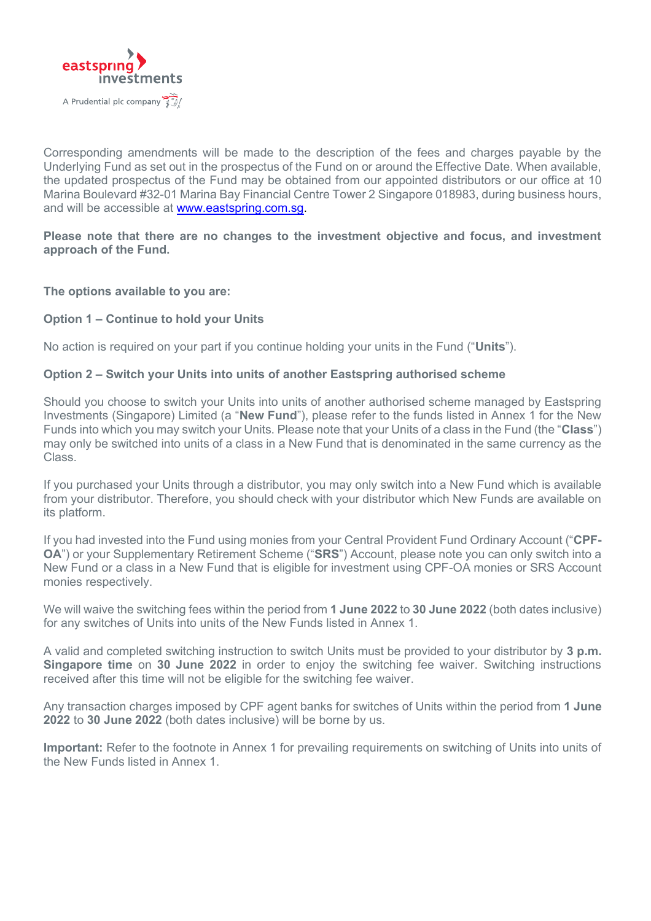Corresponding amendments will be made to the description of the fees and charges payable by the Underlying Fund as set out in the prospectus of the Fund on or around the Effective Date. When available, the updated prospectus of the Fund may be obtained from our appointed distributors or our office at 10 Marina Boulevard #32-01 Marina Bay Financial Centre Tower 2 Singapore 018983, during business hours, and will be accessible at www.eastspring.com.sg.

**Please note that there are no changes to the investment objective and focus, and investment approach of the Fund.**

**The options available to you are:**

**Option 1 – Continue to hold your Units**

No action is required on your part if you continue holding your units in the Fund ("**Units**").

**Option 2 – Switch your Units into units of another Eastspring authorised scheme**

Should you choose to switch your Units into units of another authorised scheme managed by Eastspring Investments (Singapore) Limited (a "**New Fund**"), please refer to the funds listed in Annex 1 for the New Funds into which you may switch your Units. Please note that your Units of a class in the Fund (the "**Class**") may only be switched into units of a class in a New Fund that is denominated in the same currency as the Class.

If you purchased your Units through a distributor, you may only switch into a New Fund which is available from your distributor. Therefore, you should check with your distributor which New Funds are available on its platform.

If you had invested into the Fund using monies from your Central Provident Fund Ordinary Account ("**CPF-OA**") or your Supplementary Retirement Scheme ("**SRS**") Account, please note you can only switch into a New Fund or a class in a New Fund that is eligible for investment using CPF-OA monies or SRS Account monies respectively.

We will waive the switching fees within the period from **1 June 2022** to **30 June 2022** (both dates inclusive) for any switches of Units into units of the New Funds listed in Annex 1.

A valid and completed switching instruction to switch Units must be provided to your distributor by **3 p.m. Singapore time** on **30 June 2022** in order to enjoy the switching fee waiver. Switching instructions received after this time will not be eligible for the switching fee waiver.

Any transaction charges imposed by CPF agent banks for switches of Units within the period from **1 June 2022** to **30 June 2022** (both dates inclusive) will be borne by us.

**Important:** Refer to the footnote in Annex 1 for prevailing requirements on switching of Units into units of the New Funds listed in Annex 1.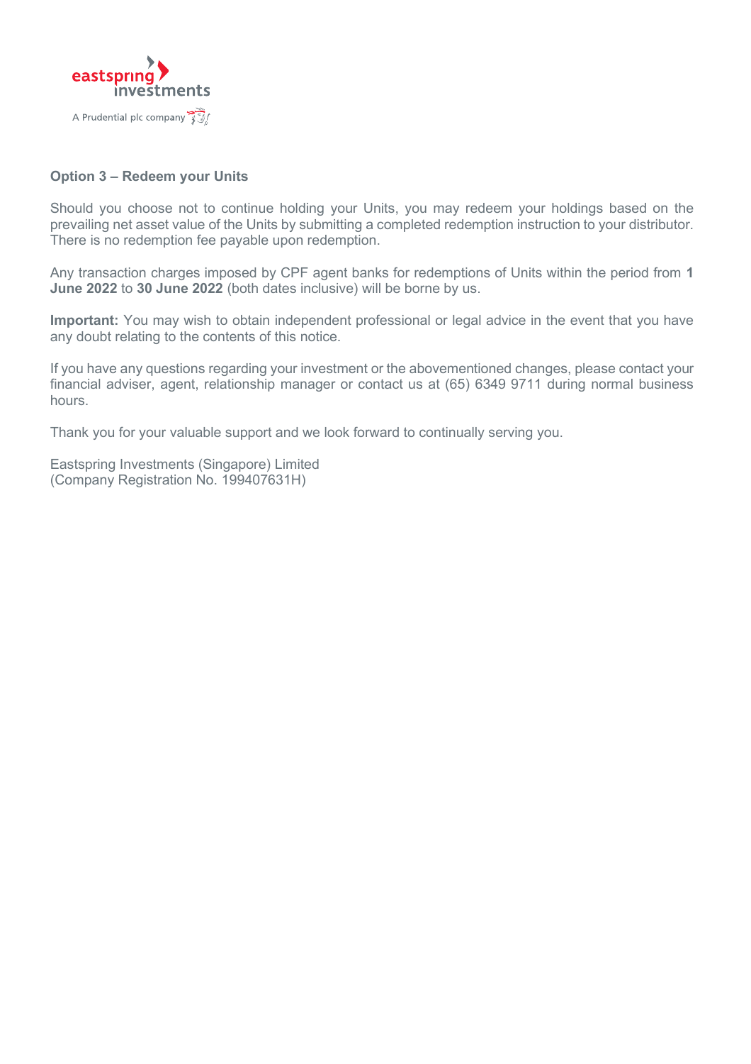**Option 3 – Redeem your Units**

Should you choose not to continue holding your Units, you may redeem your holdings based on the prevailing net asset value of the Units by submitting a completed redemption instruction to your distributor. There is no redemption fee payable upon redemption.

Any transaction charges imposed by CPF agent banks for redemptions of Units within the period from **1 June 2022** to **30 June 2022** (both dates inclusive) will be borne by us.

**Important:** You may wish to obtain independent professional or legal advice in the event that you have any doubt relating to the contents of this notice.

If you have any questions regarding your investment or the abovementioned changes, please contact your financial adviser, agent, relationship manager or contact us at (65) 6349 9711 during normal business hours.

Thank you for your valuable support and we look forward to continually serving you.

Eastspring Investments (Singapore) Limited
(Company Registration No. 199407631H)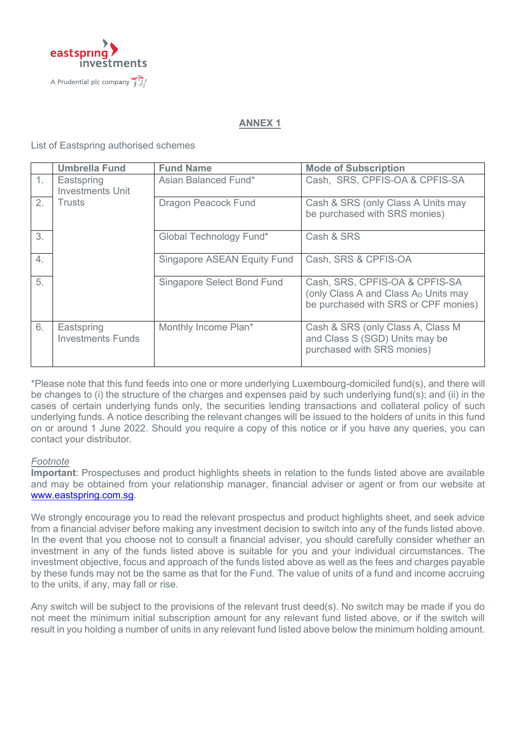# ANNEX 1

List of Eastspring authorised schemes

| | Umbrella Fund | Fund Name | Mode of Subscription |
|---|---|---|---|
| 1. | Eastspring Investments Unit Trusts | Asian Balanced Fund* | Cash, SRS, CPFIS-OA & CPFIS-SA |
| 2. | | Dragon Peacock Fund | Cash & SRS (only Class A Units may be purchased with SRS monies) |
| 3. | | Global Technology Fund* | Cash & SRS |
| 4. | | Singapore ASEAN Equity Fund | Cash, SRS & CPFIS-OA |
| 5. | | Singapore Select Bond Fund | Cash, SRS, CPFIS-OA & CPFIS-SA (only Class A and Class $A_D$ Units may be purchased with SRS or CPF monies) |
| 6. | Eastspring Investments Funds | Monthly Income Plan* | Cash & SRS (only Class A, Class M and Class S (SGD) Units may be purchased with SRS monies) |

*Please note that this fund feeds into one or more underlying Luxembourg-domiciled fund(s), and there will be changes to (i) the structure of the charges and expenses paid by such underlying fund(s); and (ii) in the cases of certain underlying funds only, the securities lending transactions and collateral policy of such underlying funds. A notice describing the relevant changes will be issued to the holders of units in this fund on or around 1 June 2022. Should you require a copy of this notice or if you have any queries, you can contact your distributor.

*Footnote*

**Important**: Prospectuses and product highlights sheets in relation to the funds listed above are available and may be obtained from your relationship manager, financial adviser or agent or from our website at www.eastspring.com.sg.

We strongly encourage you to read the relevant prospectus and product highlights sheet, and seek advice from a financial adviser before making any investment decision to switch into any of the funds listed above. In the event that you choose not to consult a financial adviser, you should carefully consider whether an investment in any of the funds listed above is suitable for you and your individual circumstances. The investment objective, focus and approach of the funds listed above as well as the fees and charges payable by these funds may not be the same as that for the Fund. The value of units of a fund and income accruing to the units, if any, may fall or rise.

Any switch will be subject to the provisions of the relevant trust deed(s). No switch may be made if you do not meet the minimum initial subscription amount for any relevant fund listed above, or if the switch will result in you holding a number of units in any relevant fund listed above below the minimum holding amount.